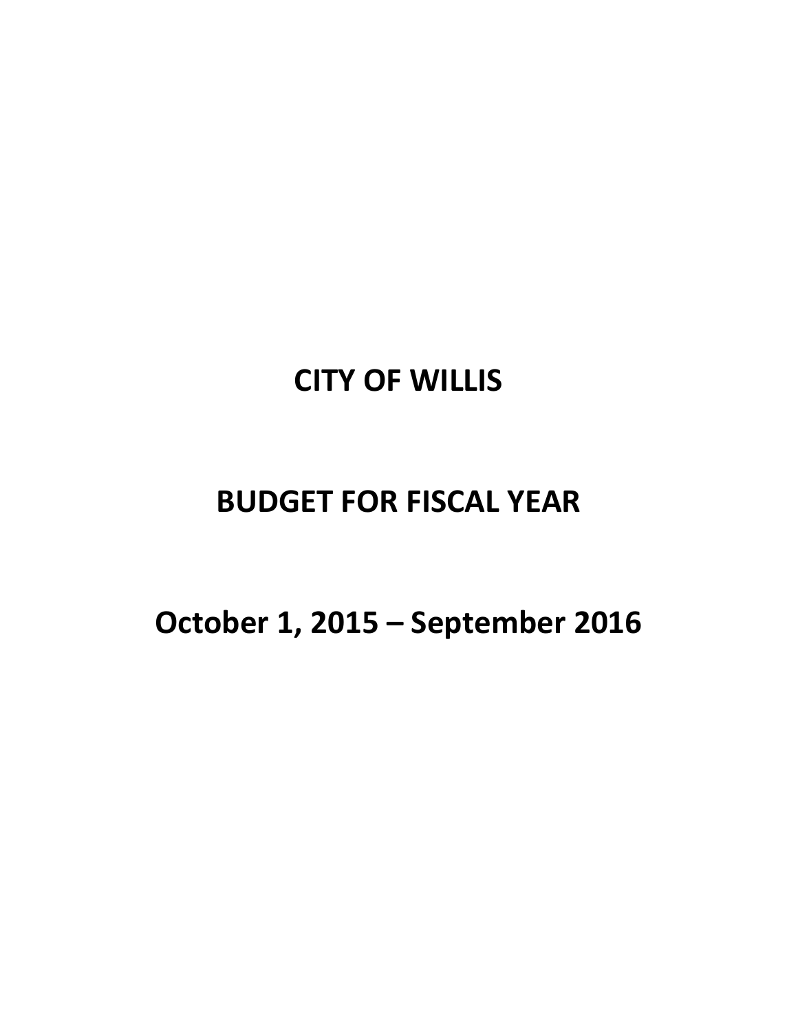# CITY OF WILLIS

# BUDGET FOR FISCAL YEAR

# October 1, 2015 – September 2016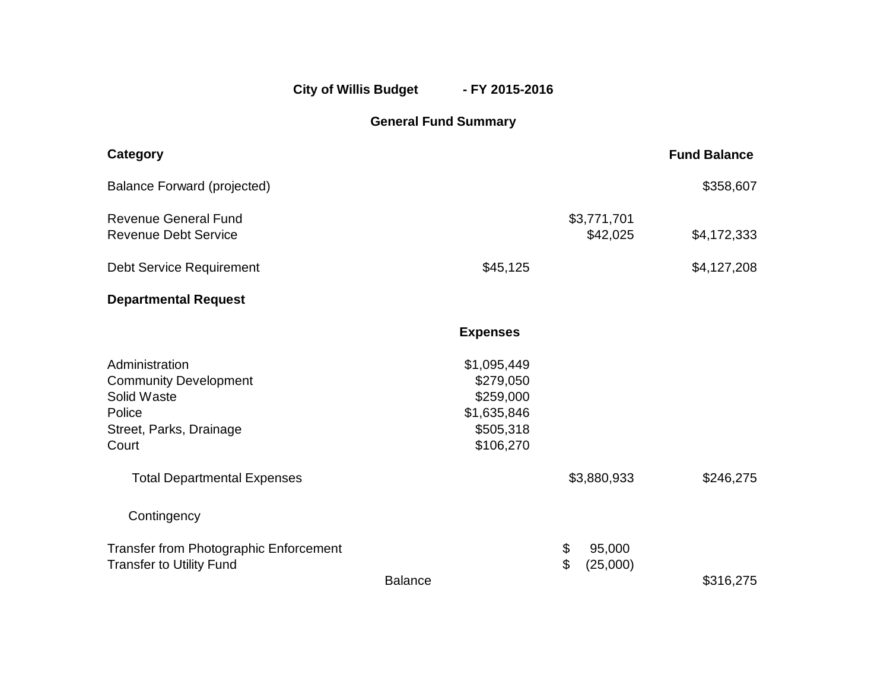**City of Willis Budget - FY 2015-2016**

**General Fund Summary**

| **Category** | | | **Fund Balance** |
|---|---|---|---|
| Balance Forward (projected) | | | $358,607 |
| Revenue General Fund | | $3,771,701 | |
| Revenue Debt Service | | $42,025 | $4,172,333 |
| Debt Service Requirement | $45,125 | | $4,127,208 |
| **Departmental Request** | | | |
| | **Expenses** | | |
| Administration | $1,095,449 | | |
| Community Development | $279,050 | | |
| Solid Waste | $259,000 | | |
| Police | $1,635,846 | | |
| Street, Parks, Drainage | $505,318 | | |
| Court | $106,270 | | |
| Total Departmental Expenses | | $3,880,933 | $246,275 |
| Contingency | | | |
| Transfer from Photographic Enforcement | | $ 95,000 | |
| Transfer to Utility Fund | | $ (25,000) | |
| Balance | | | $316,275 |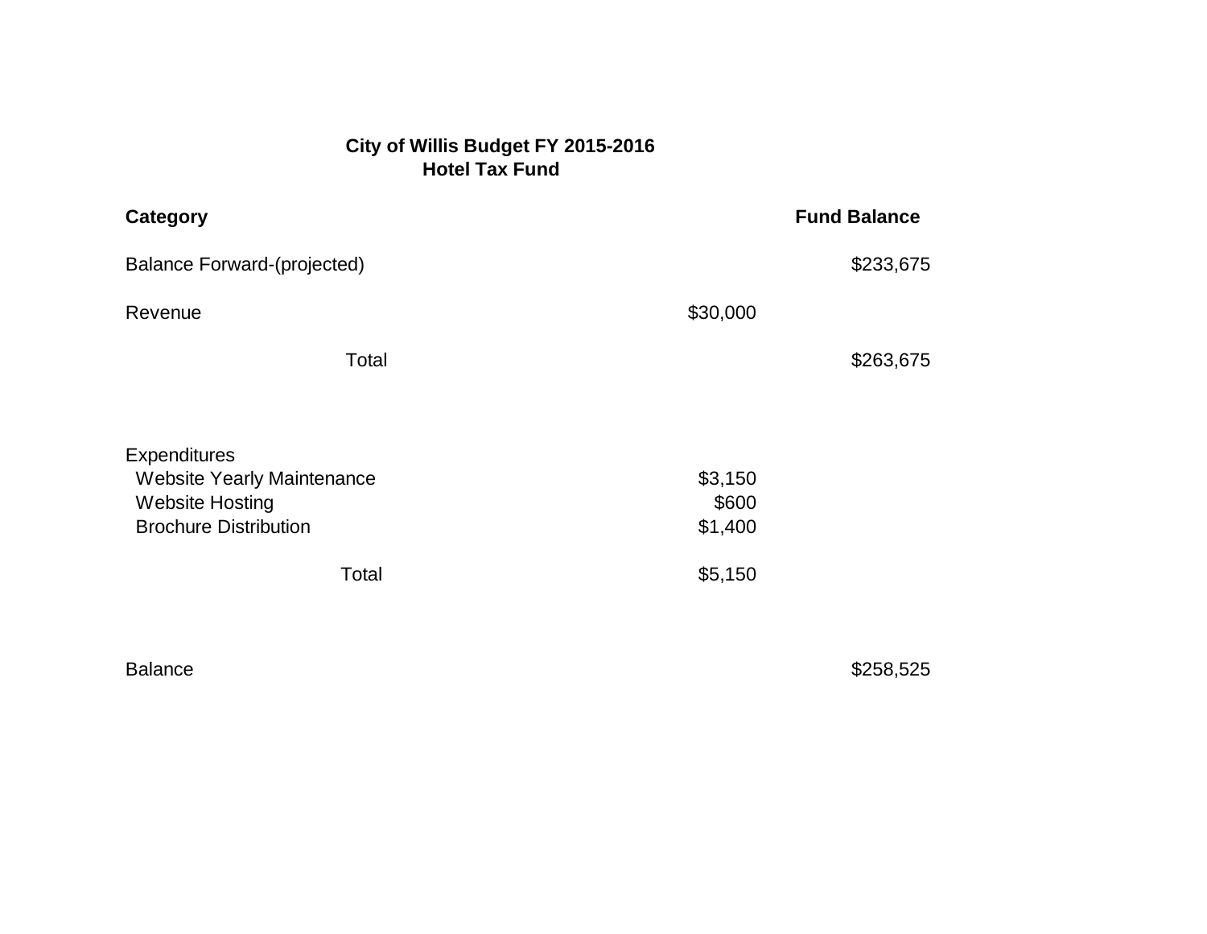**City of Willis Budget FY 2015-2016**
**Hotel Tax Fund**

| **Category** | | **Fund Balance** |
|---|---|---|
| Balance Forward-(projected) | | $233,675 |
| Revenue | $30,000 | |
| Total | | $263,675 |
| | | |
| Expenditures | | |
| Website Yearly Maintenance | $3,150 | |
| Website Hosting | $600 | |
| Brochure Distribution | $1,400 | |
| Total | $5,150 | |
| | | |
| Balance | | $258,525 |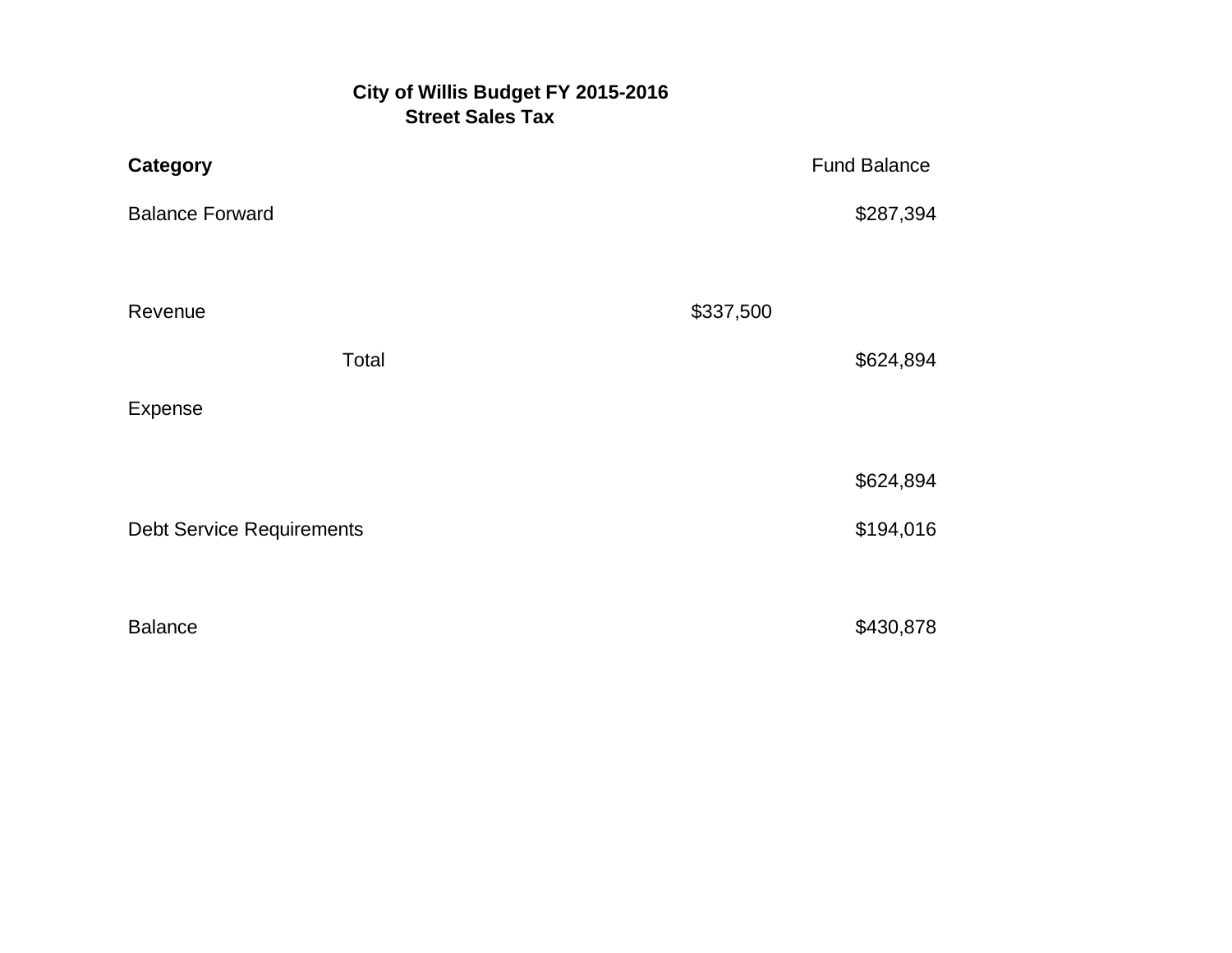**City of Willis Budget FY 2015-2016**
**Street Sales Tax**

| **Category** | | Fund Balance |
|---|---|---|
| Balance Forward | | $287,394 |
| Revenue | $337,500 | |
| Total | | $624,894 |
| Expense | | |
| | | $624,894 |
| Debt Service Requirements | | $194,016 |
| Balance | | $430,878 |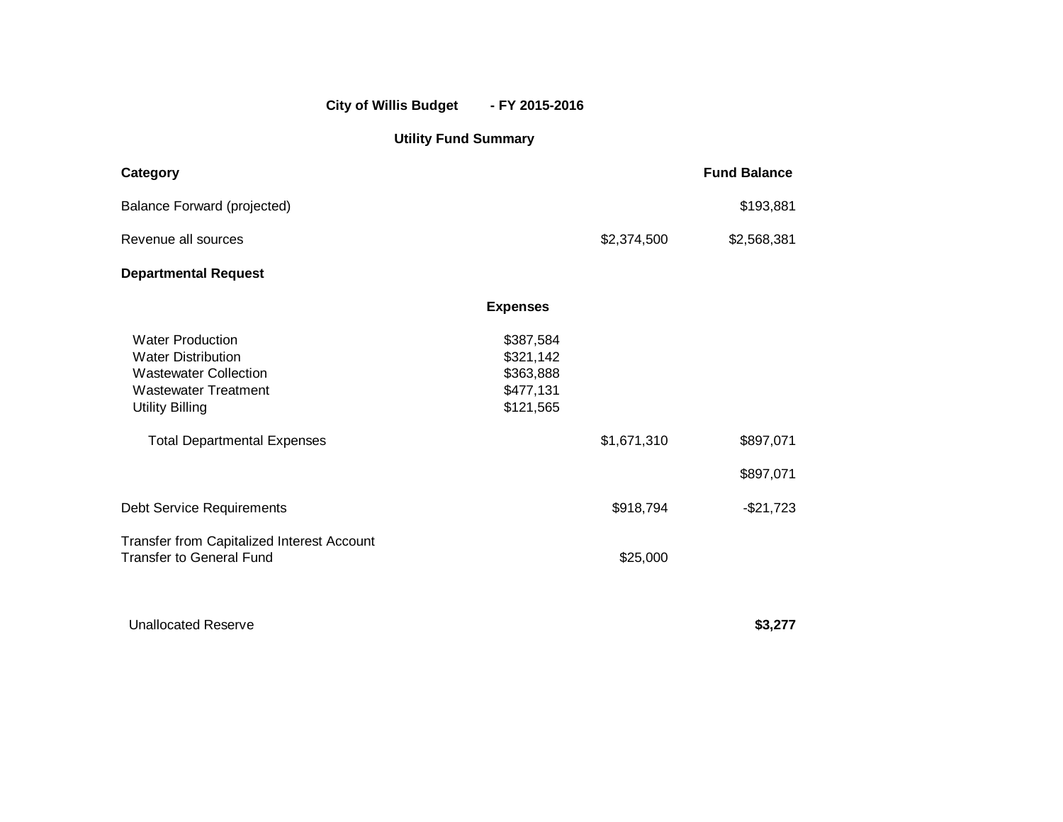**City of Willis Budget - FY 2015-2016**

**Utility Fund Summary**

| **Category** | | | **Fund Balance** |
|---|---|---|---|
| Balance Forward (projected) | | | $193,881 |
| Revenue all sources | | $2,374,500 | $2,568,381 |
| **Departmental Request** | | | |
| | **Expenses** | | |
| Water Production | $387,584 | | |
| Water Distribution | $321,142 | | |
| Wastewater Collection | $363,888 | | |
| Wastewater Treatment | $477,131 | | |
| Utility Billing | $121,565 | | |
| Total Departmental Expenses | | $1,671,310 | $897,071 |
| | | | $897,071 |
| Debt Service Requirements | | $918,794 | -$21,723 |
| Transfer from Capitalized Interest Account | | | |
| Transfer to General Fund | | $25,000 | |
| Unallocated Reserve | | | **$3,277** |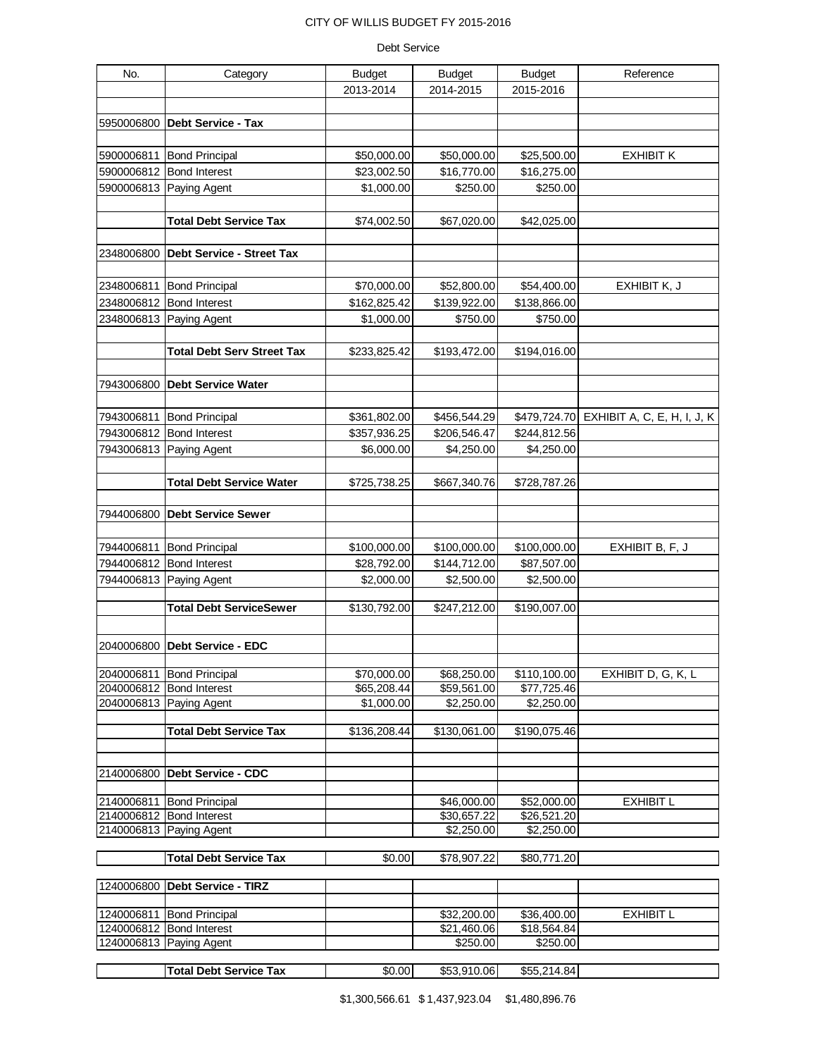CITY OF WILLIS BUDGET FY 2015-2016

Debt Service

| No. | Category | Budget | Budget | Budget | Reference |
|---|---|---|---|---|---|
| | | 2013-2014 | 2014-2015 | 2015-2016 | |
| | | | | | |
| 5950006800 | **Debt Service - Tax** | | | | |
| | | | | | |
| 5900006811 | Bond Principal | $50,000.00 | $50,000.00 | $25,500.00 | EXHIBIT K |
| 5900006812 | Bond Interest | $23,002.50 | $16,770.00 | $16,275.00 | |
| 5900006813 | Paying Agent | $1,000.00 | $250.00 | $250.00 | |
| | | | | | |
| | **Total Debt Service Tax** | $74,002.50 | $67,020.00 | $42,025.00 | |
| | | | | | |
| 2348006800 | **Debt Service - Street Tax** | | | | |
| | | | | | |
| 2348006811 | Bond Principal | $70,000.00 | $52,800.00 | $54,400.00 | EXHIBIT K, J |
| 2348006812 | Bond Interest | $162,825.42 | $139,922.00 | $138,866.00 | |
| 2348006813 | Paying Agent | $1,000.00 | $750.00 | $750.00 | |
| | | | | | |
| | **Total Debt Serv Street Tax** | $233,825.42 | $193,472.00 | $194,016.00 | |
| | | | | | |
| 7943006800 | **Debt Service Water** | | | | |
| | | | | | |
| 7943006811 | Bond Principal | $361,802.00 | $456,544.29 | $479,724.70 | EXHIBIT A, C, E, H, I, J, K |
| 7943006812 | Bond Interest | $357,936.25 | $206,546.47 | $244,812.56 | |
| 7943006813 | Paying Agent | $6,000.00 | $4,250.00 | $4,250.00 | |
| | | | | | |
| | **Total Debt Service Water** | $725,738.25 | $667,340.76 | $728,787.26 | |
| | | | | | |
| 7944006800 | **Debt Service Sewer** | | | | |
| | | | | | |
| 7944006811 | Bond Principal | $100,000.00 | $100,000.00 | $100,000.00 | EXHIBIT B, F, J |
| 7944006812 | Bond Interest | $28,792.00 | $144,712.00 | $87,507.00 | |
| 7944006813 | Paying Agent | $2,000.00 | $2,500.00 | $2,500.00 | |
| | | | | | |
| | **Total Debt ServiceSewer** | $130,792.00 | $247,212.00 | $190,007.00 | |
| | | | | | |
| 2040006800 | **Debt Service - EDC** | | | | |
| | | | | | |
| 2040006811 | Bond Principal | $70,000.00 | $68,250.00 | $110,100.00 | EXHIBIT D, G, K, L |
| 2040006812 | Bond Interest | $65,208.44 | $59,561.00 | $77,725.46 | |
| 2040006813 | Paying Agent | $1,000.00 | $2,250.00 | $2,250.00 | |
| | | | | | |
| | **Total Debt Service Tax** | $136,208.44 | $130,061.00 | $190,075.46 | |
| | | | | | |
| | | | | | |
| 2140006800 | **Debt Service - CDC** | | | | |
| | | | | | |
| 2140006811 | Bond Principal | | $46,000.00 | $52,000.00 | EXHIBIT L |
| 2140006812 | Bond Interest | | $30,657.22 | $26,521.20 | |
| 2140006813 | Paying Agent | | $2,250.00 | $2,250.00 | |
| | | | | | |
| | **Total Debt Service Tax** | $0.00 | $78,907.22 | $80,771.20 | |
| | | | | | |
| 1240006800 | **Debt Service - TIRZ** | | | | |
| | | | | | |
| 1240006811 | Bond Principal | | $32,200.00 | $36,400.00 | EXHIBIT L |
| 1240006812 | Bond Interest | | $21,460.06 | $18,564.84 | |
| 1240006813 | Paying Agent | | $250.00 | $250.00 | |
| | | | | | |
| | **Total Debt Service Tax** | $0.00 | $53,910.06 | $55,214.84 | |
| | | $1,300,566.61 | $1,437,923.04 | $1,480,896.76 | |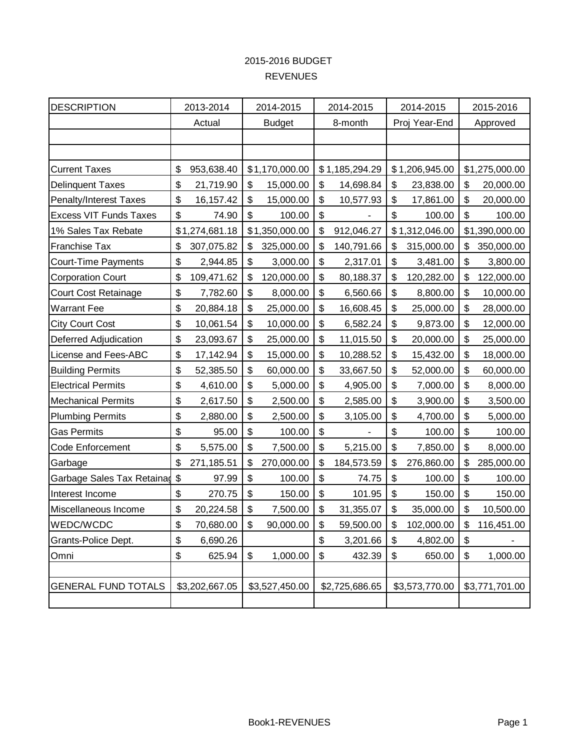2015-2016 BUDGET

REVENUES

| DESCRIPTION | 2013-2014 | 2014-2015 | 2014-2015 | 2014-2015 | 2015-2016 |
|---|---|---|---|---|---|
| | Actual | Budget | 8-month | Proj Year-End | Approved |
| | | | | | |
| | | | | | |
| Current Taxes | $ 953,638.40 | $1,170,000.00 | $1,185,294.29 | $1,206,945.00 | $1,275,000.00 |
| Delinquent Taxes | $ 21,719.90 | $ 15,000.00 | $ 14,698.84 | $ 23,838.00 | $ 20,000.00 |
| Penalty/Interest Taxes | $ 16,157.42 | $ 15,000.00 | $ 10,577.93 | $ 17,861.00 | $ 20,000.00 |
| Excess VIT Funds Taxes | $ 74.90 | $ 100.00 | $ - | $ 100.00 | $ 100.00 |
| 1% Sales Tax Rebate | $1,274,681.18 | $1,350,000.00 | $ 912,046.27 | $1,312,046.00 | $1,390,000.00 |
| Franchise Tax | $ 307,075.82 | $ 325,000.00 | $ 140,791.66 | $ 315,000.00 | $ 350,000.00 |
| Court-Time Payments | $ 2,944.85 | $ 3,000.00 | $ 2,317.01 | $ 3,481.00 | $ 3,800.00 |
| Corporation Court | $ 109,471.62 | $ 120,000.00 | $ 80,188.37 | $ 120,282.00 | $ 122,000.00 |
| Court Cost Retainage | $ 7,782.60 | $ 8,000.00 | $ 6,560.66 | $ 8,800.00 | $ 10,000.00 |
| Warrant Fee | $ 20,884.18 | $ 25,000.00 | $ 16,608.45 | $ 25,000.00 | $ 28,000.00 |
| City Court Cost | $ 10,061.54 | $ 10,000.00 | $ 6,582.24 | $ 9,873.00 | $ 12,000.00 |
| Deferred Adjudication | $ 23,093.67 | $ 25,000.00 | $ 11,015.50 | $ 20,000.00 | $ 25,000.00 |
| License and Fees-ABC | $ 17,142.94 | $ 15,000.00 | $ 10,288.52 | $ 15,432.00 | $ 18,000.00 |
| Building Permits | $ 52,385.50 | $ 60,000.00 | $ 33,667.50 | $ 52,000.00 | $ 60,000.00 |
| Electrical Permits | $ 4,610.00 | $ 5,000.00 | $ 4,905.00 | $ 7,000.00 | $ 8,000.00 |
| Mechanical Permits | $ 2,617.50 | $ 2,500.00 | $ 2,585.00 | $ 3,900.00 | $ 3,500.00 |
| Plumbing Permits | $ 2,880.00 | $ 2,500.00 | $ 3,105.00 | $ 4,700.00 | $ 5,000.00 |
| Gas Permits | $ 95.00 | $ 100.00 | $ - | $ 100.00 | $ 100.00 |
| Code Enforcement | $ 5,575.00 | $ 7,500.00 | $ 5,215.00 | $ 7,850.00 | $ 8,000.00 |
| Garbage | $ 271,185.51 | $ 270,000.00 | $ 184,573.59 | $ 276,860.00 | $ 285,000.00 |
| Garbage Sales Tax Retainag | $ 97.99 | $ 100.00 | $ 74.75 | $ 100.00 | $ 100.00 |
| Interest Income | $ 270.75 | $ 150.00 | $ 101.95 | $ 150.00 | $ 150.00 |
| Miscellaneous Income | $ 20,224.58 | $ 7,500.00 | $ 31,355.07 | $ 35,000.00 | $ 10,500.00 |
| WEDC/WCDC | $ 70,680.00 | $ 90,000.00 | $ 59,500.00 | $ 102,000.00 | $ 116,451.00 |
| Grants-Police Dept. | $ 6,690.26 | | $ 3,201.66 | $ 4,802.00 | $ - |
| Omni | $ 625.94 | $ 1,000.00 | $ 432.39 | $ 650.00 | $ 1,000.00 |
| | | | | | |
| GENERAL FUND TOTALS | $3,202,667.05 | $3,527,450.00 | $2,725,686.65 | $3,573,770.00 | $3,771,701.00 |
| | | | | | |

Book1-REVENUES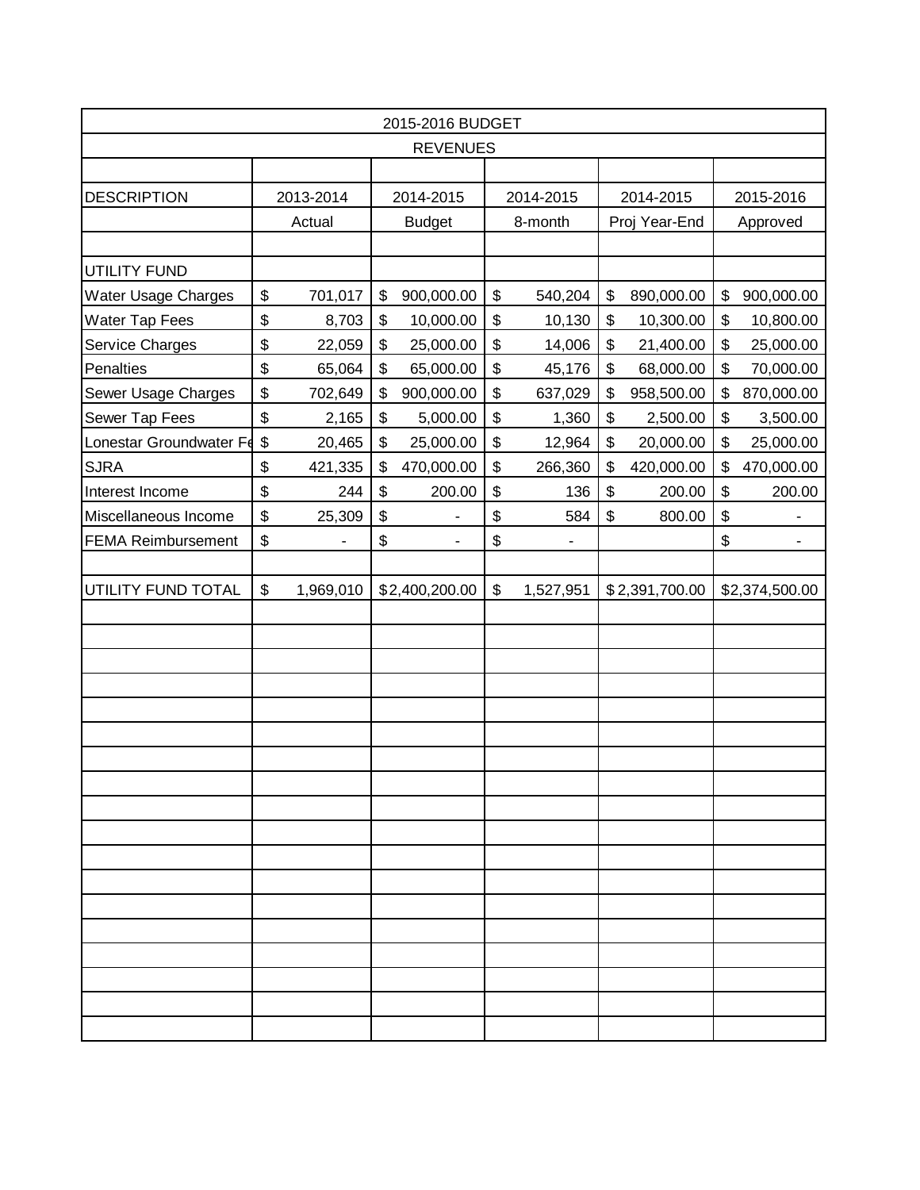| 2015-2016 BUDGET | | | | | |
|---|---|---|---|---|---|
| REVENUES | | | | | |
| DESCRIPTION | 2013-2014 Actual | 2014-2015 Budget | 2014-2015 8-month | 2014-2015 Proj Year-End | 2015-2016 Approved |
| UTILITY FUND | | | | | |
| Water Usage Charges | $ 701,017 | $ 900,000.00 | $ 540,204 | $ 890,000.00 | $ 900,000.00 |
| Water Tap Fees | $ 8,703 | $ 10,000.00 | $ 10,130 | $ 10,300.00 | $ 10,800.00 |
| Service Charges | $ 22,059 | $ 25,000.00 | $ 14,006 | $ 21,400.00 | $ 25,000.00 |
| Penalties | $ 65,064 | $ 65,000.00 | $ 45,176 | $ 68,000.00 | $ 70,000.00 |
| Sewer Usage Charges | $ 702,649 | $ 900,000.00 | $ 637,029 | $ 958,500.00 | $ 870,000.00 |
| Sewer Tap Fees | $ 2,165 | $ 5,000.00 | $ 1,360 | $ 2,500.00 | $ 3,500.00 |
| Lonestar Groundwater Fe | $ 20,465 | $ 25,000.00 | $ 12,964 | $ 20,000.00 | $ 25,000.00 |
| SJRA | $ 421,335 | $ 470,000.00 | $ 266,360 | $ 420,000.00 | $ 470,000.00 |
| Interest Income | $ 244 | $ 200.00 | $ 136 | $ 200.00 | $ 200.00 |
| Miscellaneous Income | $ 25,309 | $ - | $ 584 | $ 800.00 | $ - |
| FEMA Reimbursement | $ - | $ - | $ - | | $ - |
| UTILITY FUND TOTAL | $ 1,969,010 | $2,400,200.00 | $ 1,527,951 | $2,391,700.00 | $2,374,500.00 |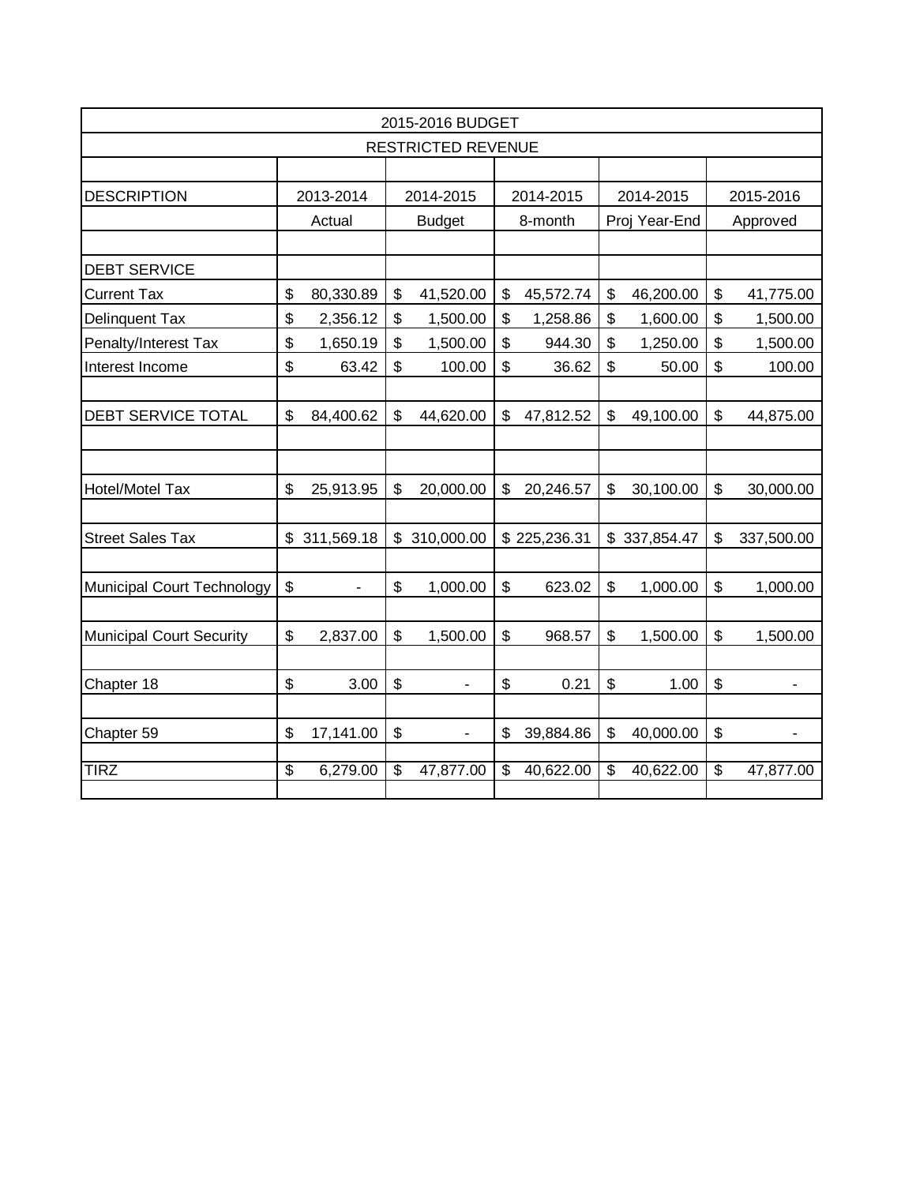| 2015-2016 BUDGET | | | | | |
|---|---|---|---|---|---|
| RESTRICTED REVENUE | | | | | |
| DESCRIPTION | 2013-2014 Actual | 2014-2015 Budget | 2014-2015 8-month | 2014-2015 Proj Year-End | 2015-2016 Approved |
| DEBT SERVICE | | | | | |
| Current Tax | $ 80,330.89 | $ 41,520.00 | $ 45,572.74 | $ 46,200.00 | $ 41,775.00 |
| Delinquent Tax | $ 2,356.12 | $ 1,500.00 | $ 1,258.86 | $ 1,600.00 | $ 1,500.00 |
| Penalty/Interest Tax | $ 1,650.19 | $ 1,500.00 | $ 944.30 | $ 1,250.00 | $ 1,500.00 |
| Interest Income | $ 63.42 | $ 100.00 | $ 36.62 | $ 50.00 | $ 100.00 |
| DEBT SERVICE TOTAL | $ 84,400.62 | $ 44,620.00 | $ 47,812.52 | $ 49,100.00 | $ 44,875.00 |
| Hotel/Motel Tax | $ 25,913.95 | $ 20,000.00 | $ 20,246.57 | $ 30,100.00 | $ 30,000.00 |
| Street Sales Tax | $ 311,569.18 | $ 310,000.00 | $ 225,236.31 | $ 337,854.47 | $ 337,500.00 |
| Municipal Court Technology | $ - | $ 1,000.00 | $ 623.02 | $ 1,000.00 | $ 1,000.00 |
| Municipal Court Security | $ 2,837.00 | $ 1,500.00 | $ 968.57 | $ 1,500.00 | $ 1,500.00 |
| Chapter 18 | $ 3.00 | $ - | $ 0.21 | $ 1.00 | $ - |
| Chapter 59 | $ 17,141.00 | $ - | $ 39,884.86 | $ 40,000.00 | $ - |
| TIRZ | $ 6,279.00 | $ 47,877.00 | $ 40,622.00 | $ 40,622.00 | $ 47,877.00 |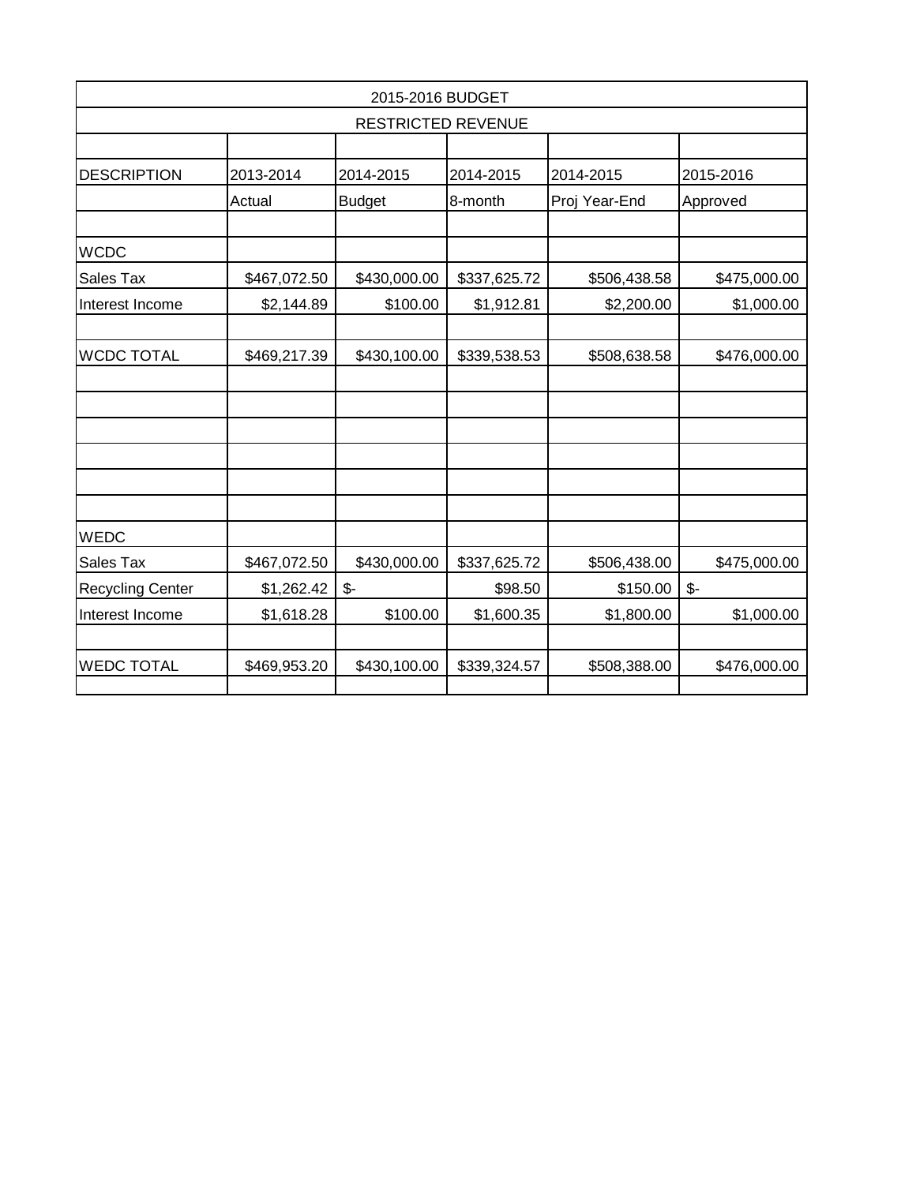| 2015-2016 BUDGET | | | | | |
|---|---|---|---|---|---|
| RESTRICTED REVENUE | | | | | |
| | | | | | |
| DESCRIPTION | 2013-2014 | 2014-2015 | 2014-2015 | 2014-2015 | 2015-2016 |
| | Actual | Budget | 8-month | Proj Year-End | Approved |
| | | | | | |
| WCDC | | | | | |
| Sales Tax | $467,072.50 | $430,000.00 | $337,625.72 | $506,438.58 | $475,000.00 |
| Interest Income | $2,144.89 | $100.00 | $1,912.81 | $2,200.00 | $1,000.00 |
| | | | | | |
| WCDC TOTAL | $469,217.39 | $430,100.00 | $339,538.53 | $508,638.58 | $476,000.00 |
| | | | | | |
| | | | | | |
| | | | | | |
| | | | | | |
| | | | | | |
| | | | | | |
| WEDC | | | | | |
| Sales Tax | $467,072.50 | $430,000.00 | $337,625.72 | $506,438.00 | $475,000.00 |
| Recycling Center | $1,262.42 | $- | $98.50 | $150.00 | $- |
| Interest Income | $1,618.28 | $100.00 | $1,600.35 | $1,800.00 | $1,000.00 |
| | | | | | |
| WEDC TOTAL | $469,953.20 | $430,100.00 | $339,324.57 | $508,388.00 | $476,000.00 |
| | | | | | |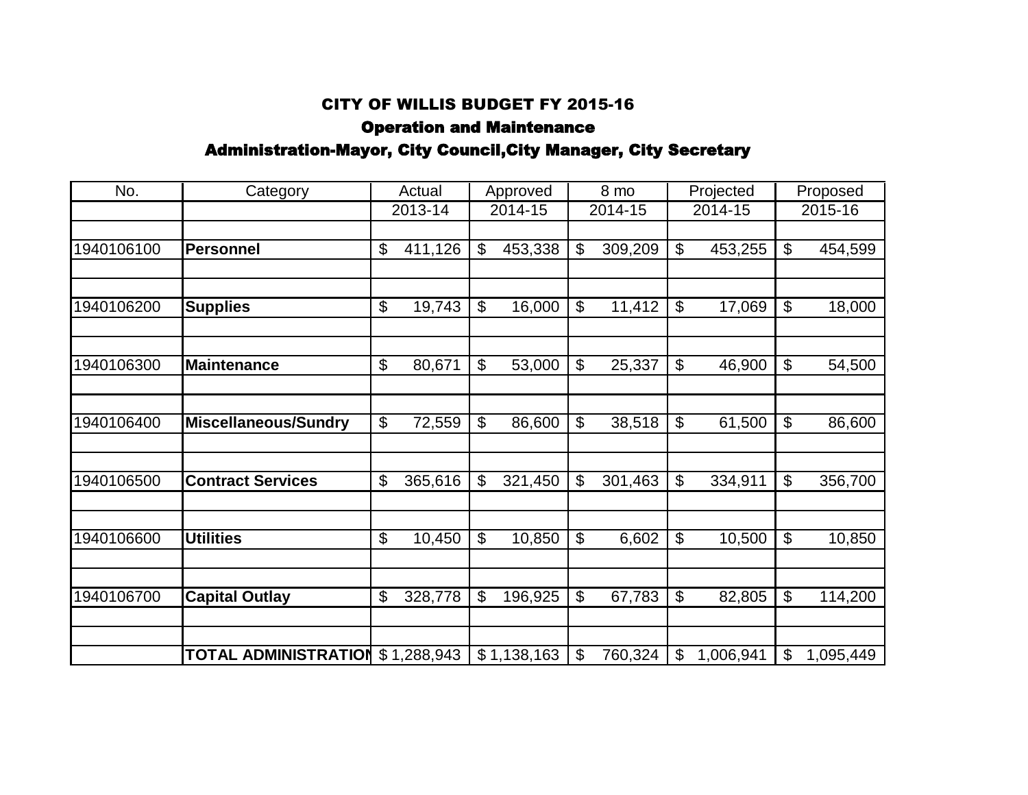# CITY OF WILLIS BUDGET FY 2015-16

## Operation and Maintenance

### Administration-Mayor, City Council,City Manager, City Secretary

| No. | Category | Actual | Approved | 8 mo | Projected | Proposed |
|---|---|---|---|---|---|---|
| | | 2013-14 | 2014-15 | 2014-15 | 2014-15 | 2015-16 |
| 1940106100 | **Personnel** | $ 411,126 | $ 453,338 | $ 309,209 | $ 453,255 | $ 454,599 |
| 1940106200 | **Supplies** | $ 19,743 | $ 16,000 | $ 11,412 | $ 17,069 | $ 18,000 |
| 1940106300 | **Maintenance** | $ 80,671 | $ 53,000 | $ 25,337 | $ 46,900 | $ 54,500 |
| 1940106400 | **Miscellaneous/Sundry** | $ 72,559 | $ 86,600 | $ 38,518 | $ 61,500 | $ 86,600 |
| 1940106500 | **Contract Services** | $ 365,616 | $ 321,450 | $ 301,463 | $ 334,911 | $ 356,700 |
| 1940106600 | **Utilities** | $ 10,450 | $ 10,850 | $ 6,602 | $ 10,500 | $ 10,850 |
| 1940106700 | **Capital Outlay** | $ 328,778 | $ 196,925 | $ 67,783 | $ 82,805 | $ 114,200 |
| | **TOTAL ADMINISTRATION** | $ 1,288,943 | $ 1,138,163 | $ 760,324 | $ 1,006,941 | $ 1,095,449 |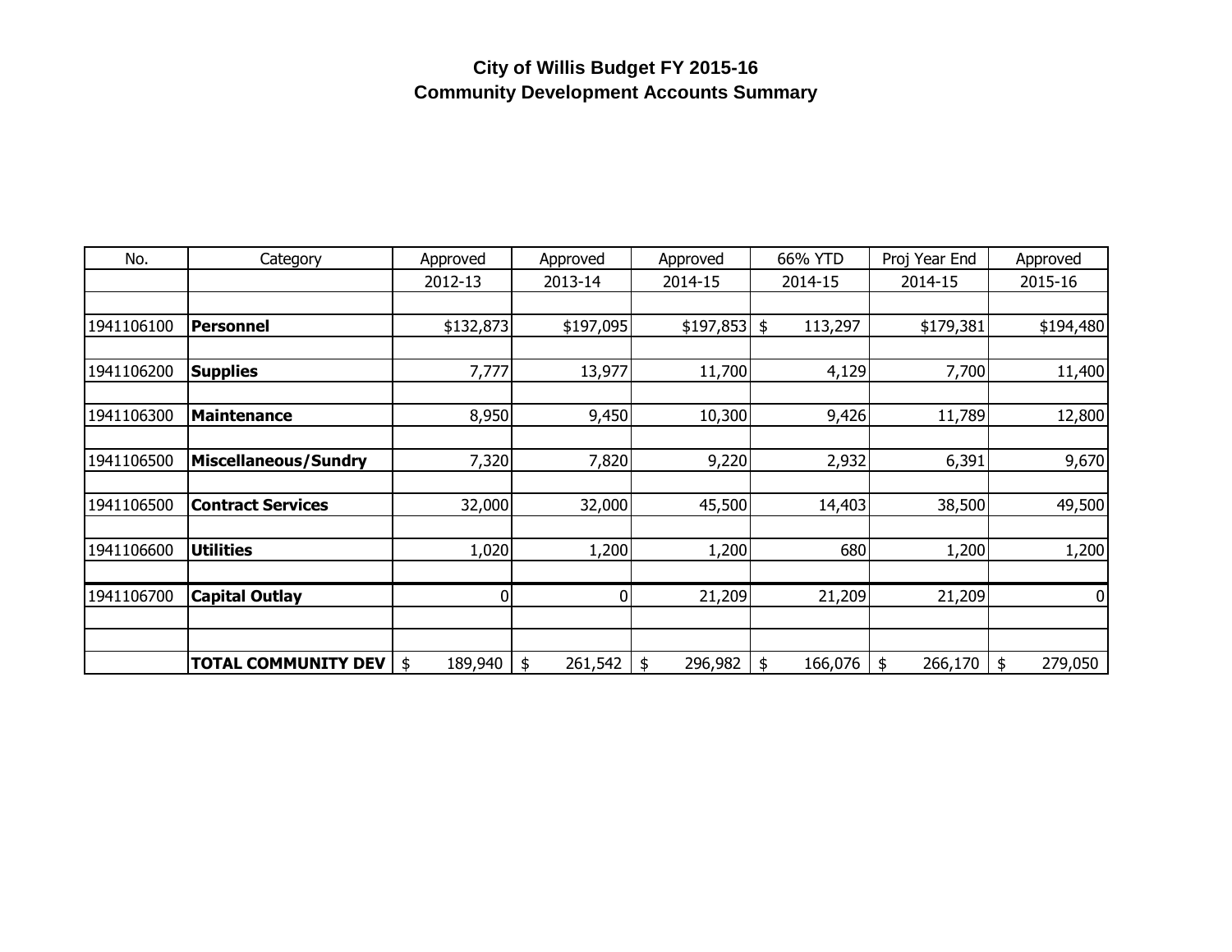# City of Willis Budget FY 2015-16
## Community Development Accounts Summary

| No. | Category | Approved 2012-13 | Approved 2013-14 | Approved 2014-15 | 66% YTD 2014-15 | Proj Year End 2014-15 | Approved 2015-16 |
|---|---|---|---|---|---|---|---|
| 1941106100 | **Personnel** | $132,873 | $197,095 | $197,853 | $ 113,297 | $179,381 | $194,480 |
| 1941106200 | **Supplies** | 7,777 | 13,977 | 11,700 | 4,129 | 7,700 | 11,400 |
| 1941106300 | **Maintenance** | 8,950 | 9,450 | 10,300 | 9,426 | 11,789 | 12,800 |
| 1941106500 | **Miscellaneous/Sundry** | 7,320 | 7,820 | 9,220 | 2,932 | 6,391 | 9,670 |
| 1941106500 | **Contract Services** | 32,000 | 32,000 | 45,500 | 14,403 | 38,500 | 49,500 |
| 1941106600 | **Utilities** | 1,020 | 1,200 | 1,200 | 680 | 1,200 | 1,200 |
| 1941106700 | **Capital Outlay** | 0 | 0 | 21,209 | 21,209 | 21,209 | 0 |
| | **TOTAL COMMUNITY DEV** | $ 189,940 | $ 261,542 | $ 296,982 | $ 166,076 | $ 266,170 | $ 279,050 |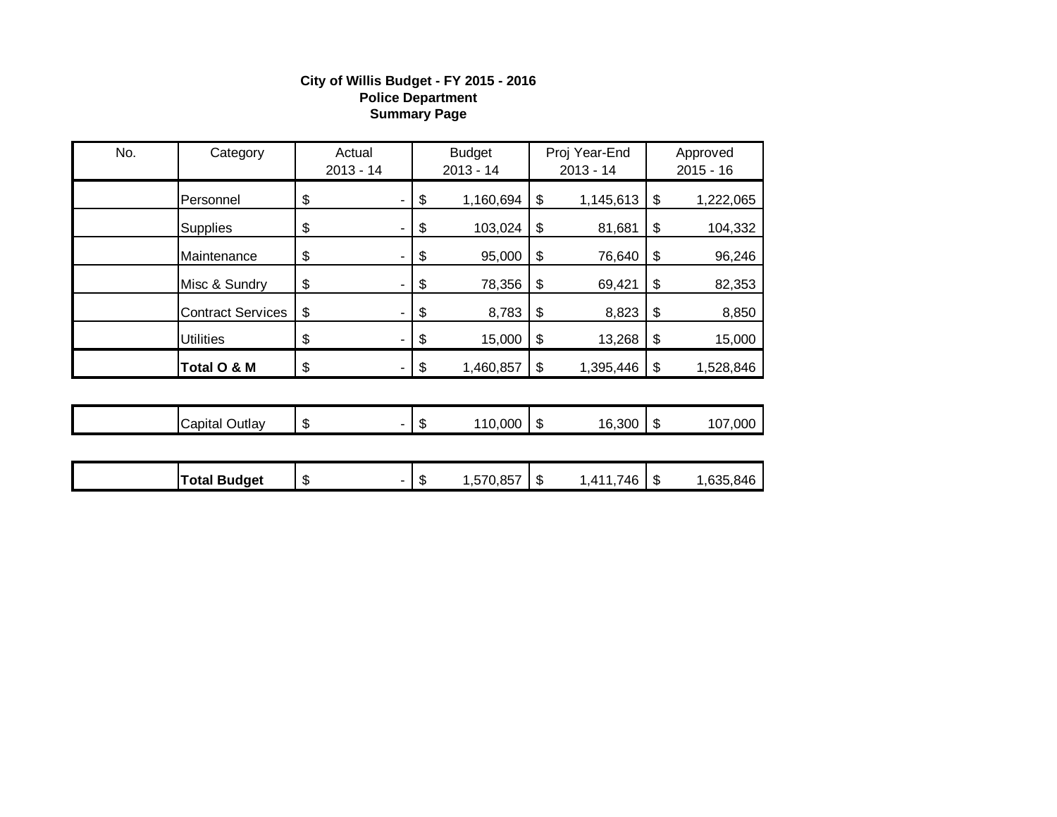**City of Willis Budget - FY 2015 - 2016**
**Police Department**
**Summary Page**

| No. | Category | Actual 2013 - 14 | Budget 2013 - 14 | Proj Year-End 2013 - 14 | Approved 2015 - 16 |
|---|---|---|---|---|---|
| | Personnel | $ - | $ 1,160,694 | $ 1,145,613 | $ 1,222,065 |
| | Supplies | $ - | $ 103,024 | $ 81,681 | $ 104,332 |
| | Maintenance | $ - | $ 95,000 | $ 76,640 | $ 96,246 |
| | Misc & Sundry | $ - | $ 78,356 | $ 69,421 | $ 82,353 |
| | Contract Services | $ - | $ 8,783 | $ 8,823 | $ 8,850 |
| | Utilities | $ - | $ 15,000 | $ 13,268 | $ 15,000 |
| | **Total O & M** | $ - | $ 1,460,857 | $ 1,395,446 | $ 1,528,846 |
| | Capital Outlay | $ - | $ 110,000 | $ 16,300 | $ 107,000 |
| | **Total Budget** | $ - | $ 1,570,857 | $ 1,411,746 | $ 1,635,846 |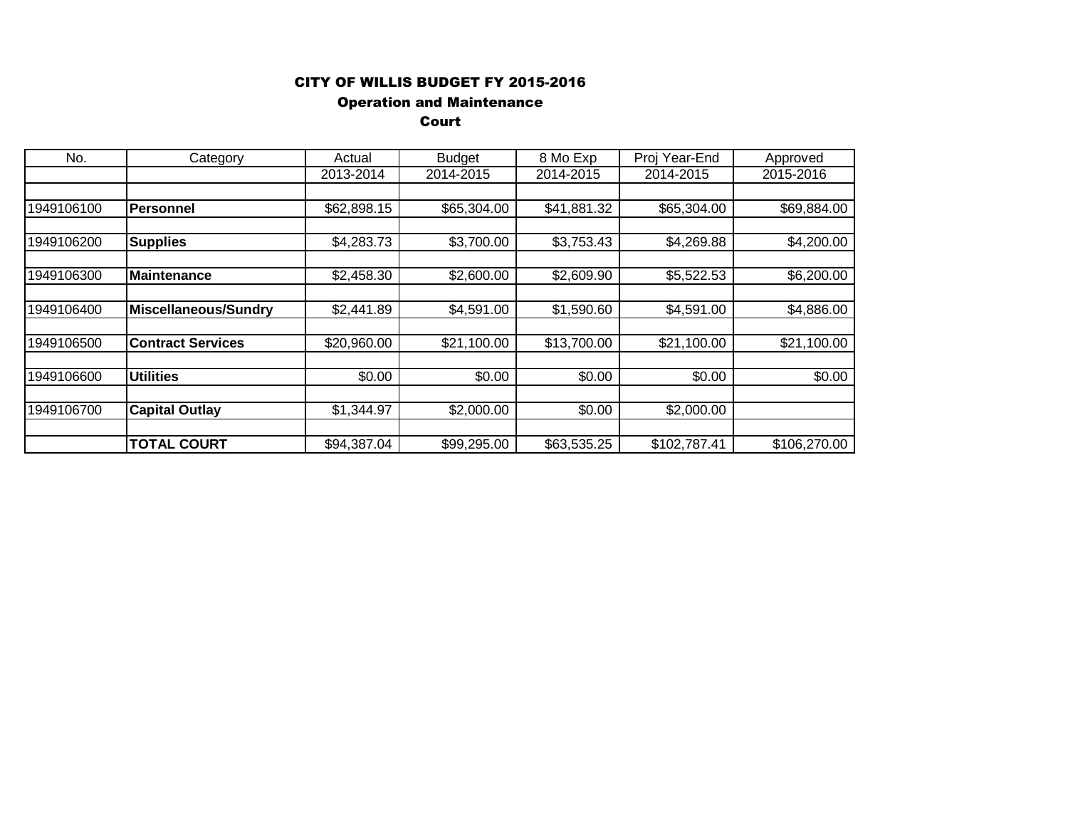# CITY OF WILLIS BUDGET FY 2015-2016

## Operation and Maintenance

### Court

| No. | Category | Actual | Budget | 8 Mo Exp | Proj Year-End | Approved |
|---|---|---|---|---|---|---|
| | | 2013-2014 | 2014-2015 | 2014-2015 | 2014-2015 | 2015-2016 |
| | | | | | | |
| 1949106100 | **Personnel** | $62,898.15 | $65,304.00 | $41,881.32 | $65,304.00 | $69,884.00 |
| | | | | | | |
| 1949106200 | **Supplies** | $4,283.73 | $3,700.00 | $3,753.43 | $4,269.88 | $4,200.00 |
| | | | | | | |
| 1949106300 | **Maintenance** | $2,458.30 | $2,600.00 | $2,609.90 | $5,522.53 | $6,200.00 |
| | | | | | | |
| 1949106400 | **Miscellaneous/Sundry** | $2,441.89 | $4,591.00 | $1,590.60 | $4,591.00 | $4,886.00 |
| | | | | | | |
| 1949106500 | **Contract Services** | $20,960.00 | $21,100.00 | $13,700.00 | $21,100.00 | $21,100.00 |
| | | | | | | |
| 1949106600 | **Utilities** | $0.00 | $0.00 | $0.00 | $0.00 | $0.00 |
| | | | | | | |
| 1949106700 | **Capital Outlay** | $1,344.97 | $2,000.00 | $0.00 | $2,000.00 | |
| | | | | | | |
| | **TOTAL COURT** | $94,387.04 | $99,295.00 | $63,535.25 | $102,787.41 | $106,270.00 |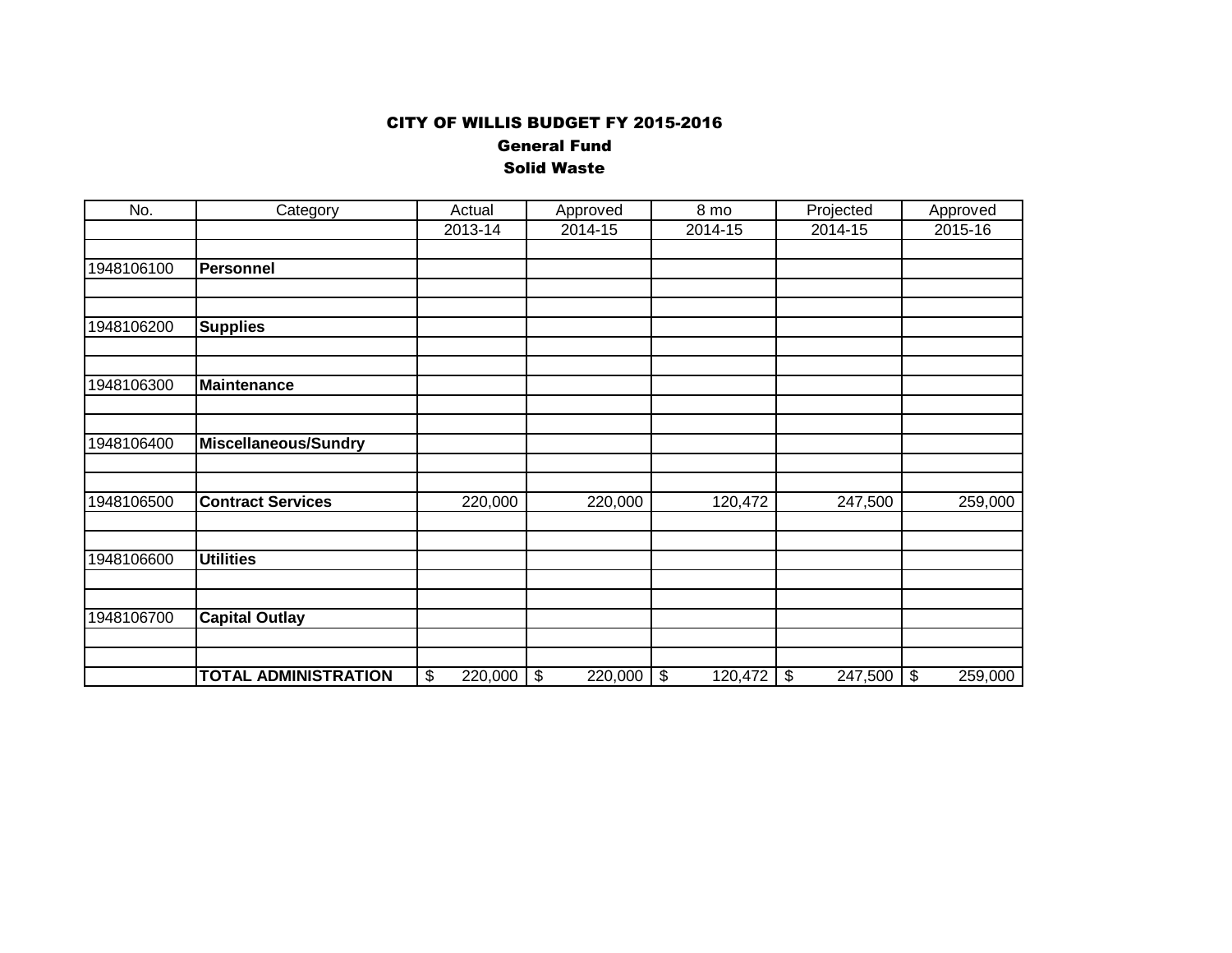# CITY OF WILLIS BUDGET FY 2015-2016

## General Fund

## Solid Waste

| No. | Category | Actual | Approved | 8 mo | Projected | Approved |
|---|---|---|---|---|---|---|
| | | 2013-14 | 2014-15 | 2014-15 | 2014-15 | 2015-16 |
| | | | | | | |
| 1948106100 | **Personnel** | | | | | |
| | | | | | | |
| | | | | | | |
| 1948106200 | **Supplies** | | | | | |
| | | | | | | |
| | | | | | | |
| 1948106300 | **Maintenance** | | | | | |
| | | | | | | |
| | | | | | | |
| 1948106400 | **Miscellaneous/Sundry** | | | | | |
| | | | | | | |
| | | | | | | |
| 1948106500 | **Contract Services** | 220,000 | 220,000 | 120,472 | 247,500 | 259,000 |
| | | | | | | |
| | | | | | | |
| 1948106600 | **Utilities** | | | | | |
| | | | | | | |
| | | | | | | |
| 1948106700 | **Capital Outlay** | | | | | |
| | | | | | | |
| | | | | | | |
| | **TOTAL ADMINISTRATION** | $ 220,000 | $ 220,000 | $ 120,472 | $ 247,500 | $ 259,000 |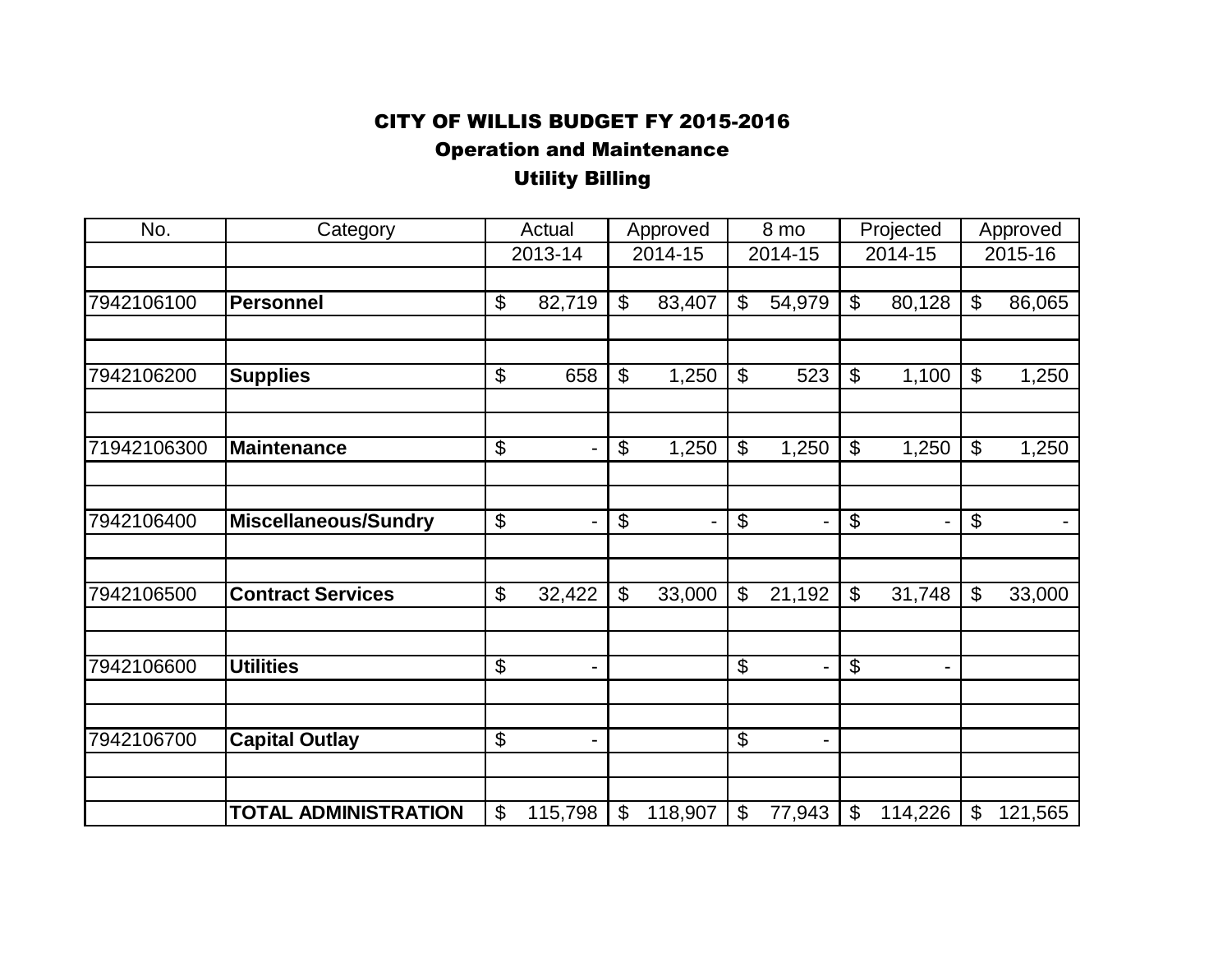# CITY OF WILLIS BUDGET FY 2015-2016

## Operation and Maintenance

### Utility Billing

| No. | Category | Actual | Approved | 8 mo | Projected | Approved |
|---|---|---|---|---|---|---|
| | | 2013-14 | 2014-15 | 2014-15 | 2014-15 | 2015-16 |
| 7942106100 | **Personnel** | $ 82,719 | $ 83,407 | $ 54,979 | $ 80,128 | $ 86,065 |
| 7942106200 | **Supplies** | $ 658 | $ 1,250 | $ 523 | $ 1,100 | $ 1,250 |
| 71942106300 | **Maintenance** | $ - | $ 1,250 | $ 1,250 | $ 1,250 | $ 1,250 |
| 7942106400 | **Miscellaneous/Sundry** | $ - | $ - | $ - | $ - | $ - |
| 7942106500 | **Contract Services** | $ 32,422 | $ 33,000 | $ 21,192 | $ 31,748 | $ 33,000 |
| 7942106600 | **Utilities** | $ - | | $ - | $ - | |
| 7942106700 | **Capital Outlay** | $ - | | $ - | | |
| | **TOTAL ADMINISTRATION** | $ 115,798 | $ 118,907 | $ 77,943 | $ 114,226 | $ 121,565 |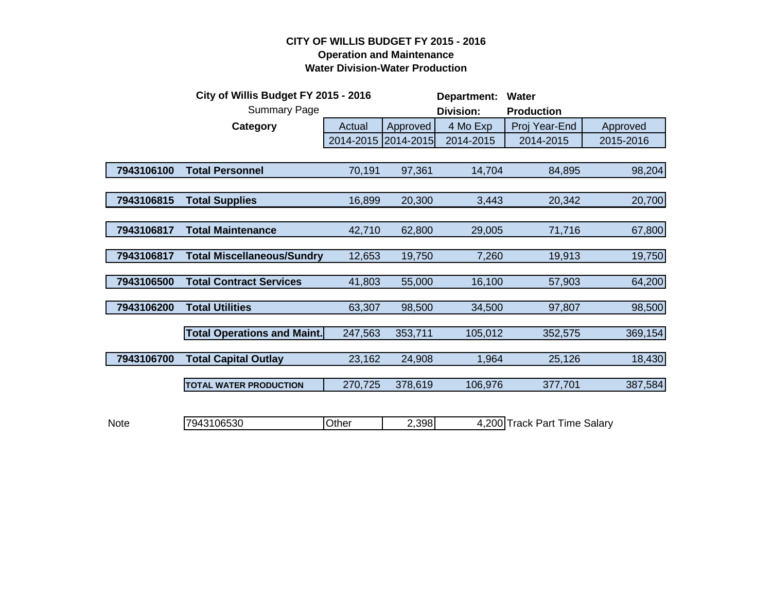**CITY OF WILLIS BUDGET FY 2015 - 2016**
**Operation and Maintenance**
**Water Division-Water Production**

**City of Willis Budget FY 2015 - 2016** — Summary Page

**Department:** Water
**Division:** Production

| | Category | Actual 2014-2015 | Approved 2014-2015 | 4 Mo Exp 2014-2015 | Proj Year-End 2014-2015 | Approved 2015-2016 |
|---|---|---|---|---|---|---|
| **7943106100** | **Total Personnel** | 70,191 | 97,361 | 14,704 | 84,895 | 98,204 |
| **7943106815** | **Total Supplies** | 16,899 | 20,300 | 3,443 | 20,342 | 20,700 |
| **7943106817** | **Total Maintenance** | 42,710 | 62,800 | 29,005 | 71,716 | 67,800 |
| **7943106817** | **Total Miscellaneous/Sundry** | 12,653 | 19,750 | 7,260 | 19,913 | 19,750 |
| **7943106500** | **Total Contract Services** | 41,803 | 55,000 | 16,100 | 57,903 | 64,200 |
| **7943106200** | **Total Utilities** | 63,307 | 98,500 | 34,500 | 97,807 | 98,500 |
| | **Total Operations and Maint.** | 247,563 | 353,711 | 105,012 | 352,575 | 369,154 |
| **7943106700** | **Total Capital Outlay** | 23,162 | 24,908 | 1,964 | 25,126 | 18,430 |
| | **TOTAL WATER PRODUCTION** | 270,725 | 378,619 | 106,976 | 377,701 | 387,584 |

| Note | 7943106530 | Other | 2,398 | 4,200 | Track Part Time Salary |
|---|---|---|---|---|---|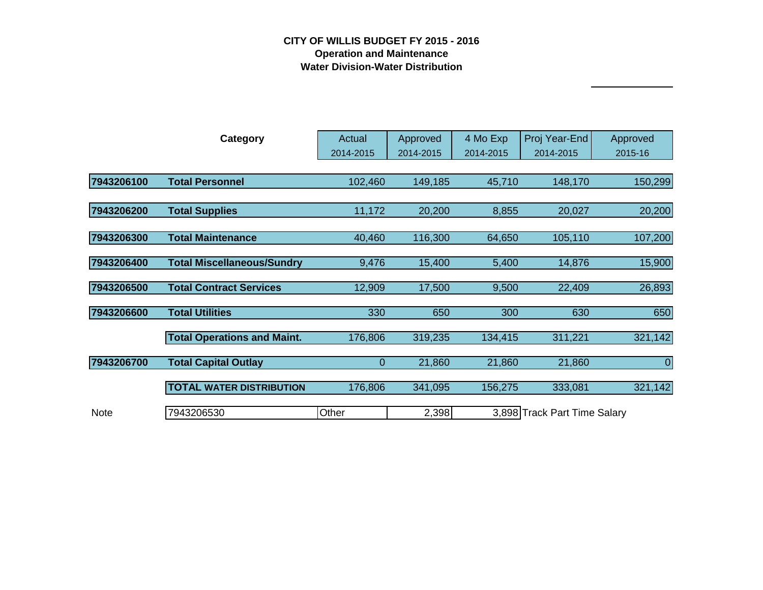**CITY OF WILLIS BUDGET FY 2015 - 2016**
**Operation and Maintenance**
**Water Division-Water Distribution**

| | Category | Actual 2014-2015 | Approved 2014-2015 | 4 Mo Exp 2014-2015 | Proj Year-End 2014-2015 | Approved 2015-16 |
|---|---|---|---|---|---|---|
| **7943206100** | **Total Personnel** | 102,460 | 149,185 | 45,710 | 148,170 | 150,299 |
| **7943206200** | **Total Supplies** | 11,172 | 20,200 | 8,855 | 20,027 | 20,200 |
| **7943206300** | **Total Maintenance** | 40,460 | 116,300 | 64,650 | 105,110 | 107,200 |
| **7943206400** | **Total Miscellaneous/Sundry** | 9,476 | 15,400 | 5,400 | 14,876 | 15,900 |
| **7943206500** | **Total Contract Services** | 12,909 | 17,500 | 9,500 | 22,409 | 26,893 |
| **7943206600** | **Total Utilities** | 330 | 650 | 300 | 630 | 650 |
| | **Total Operations and Maint.** | 176,806 | 319,235 | 134,415 | 311,221 | 321,142 |
| **7943206700** | **Total Capital Outlay** | 0 | 21,860 | 21,860 | 21,860 | 0 |
| | **TOTAL WATER DISTRIBUTION** | 176,806 | 341,095 | 156,275 | 333,081 | 321,142 |
| Note | 7943206530 | Other | 2,398 | 3,898 | Track Part Time Salary | |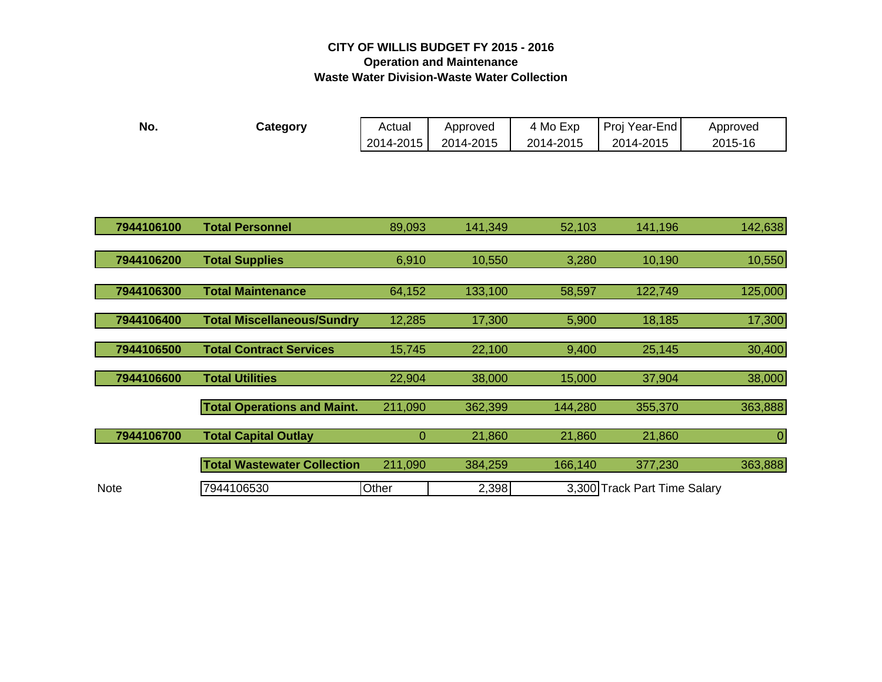**CITY OF WILLIS BUDGET FY 2015 - 2016**
**Operation and Maintenance**
**Waste Water Division-Waste Water Collection**

| No. | Category | Actual 2014-2015 | Approved 2014-2015 | 4 Mo Exp 2014-2015 | Proj Year-End 2014-2015 | Approved 2015-16 |
|---|---|---|---|---|---|---|
| **7944106100** | **Total Personnel** | 89,093 | 141,349 | 52,103 | 141,196 | 142,638 |
| **7944106200** | **Total Supplies** | 6,910 | 10,550 | 3,280 | 10,190 | 10,550 |
| **7944106300** | **Total Maintenance** | 64,152 | 133,100 | 58,597 | 122,749 | 125,000 |
| **7944106400** | **Total Miscellaneous/Sundry** | 12,285 | 17,300 | 5,900 | 18,185 | 17,300 |
| **7944106500** | **Total Contract Services** | 15,745 | 22,100 | 9,400 | 25,145 | 30,400 |
| **7944106600** | **Total Utilities** | 22,904 | 38,000 | 15,000 | 37,904 | 38,000 |
| | **Total Operations and Maint.** | 211,090 | 362,399 | 144,280 | 355,370 | 363,888 |
| **7944106700** | **Total Capital Outlay** | 0 | 21,860 | 21,860 | 21,860 | 0 |
| | **Total Wastewater Collection** | 211,090 | 384,259 | 166,140 | 377,230 | 363,888 |
| Note | 7944106530 | Other | 2,398 | 3,300 | Track Part Time Salary | |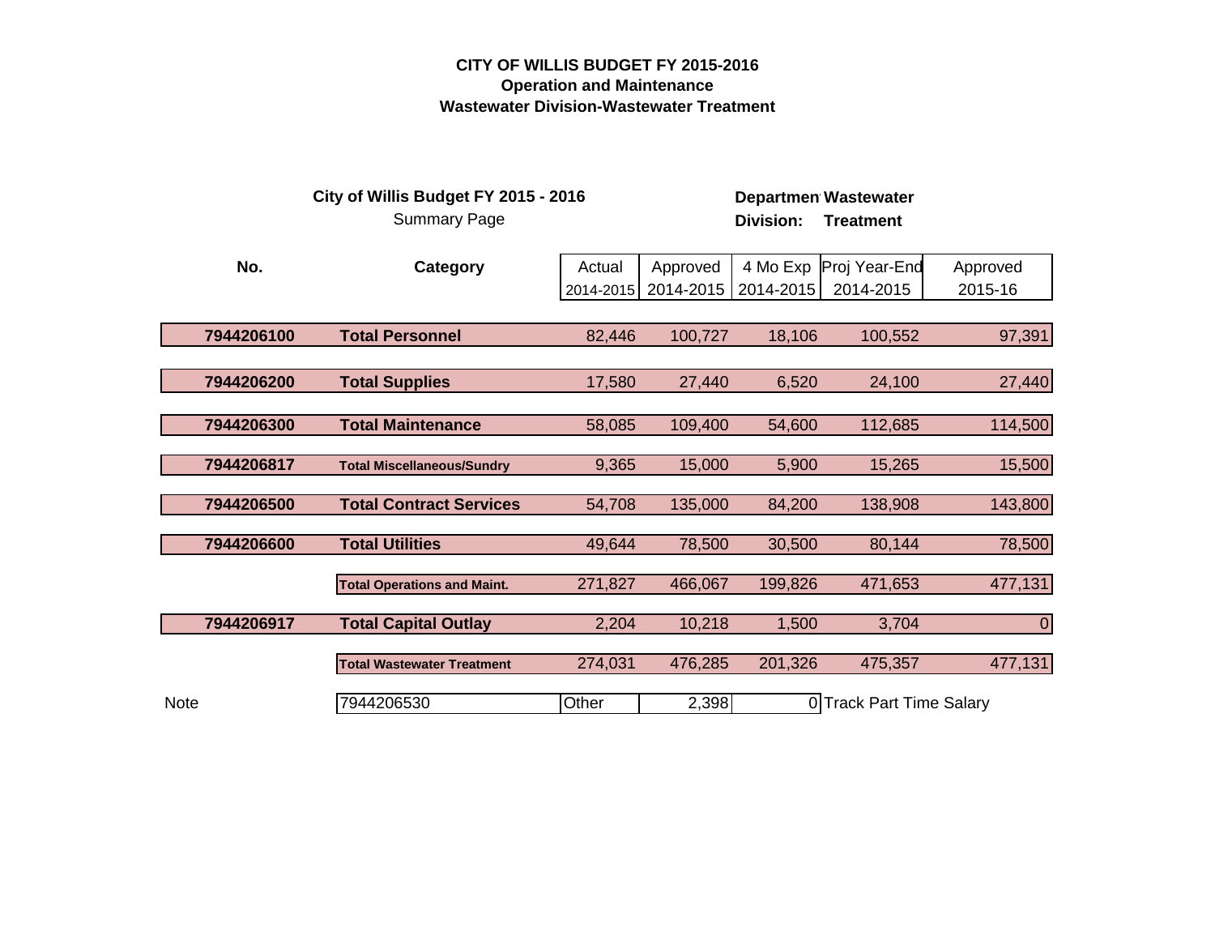# CITY OF WILLIS BUDGET FY 2015-2016
## Operation and Maintenance
## Wastewater Division-Wastewater Treatment

**City of Willis Budget FY 2015 - 2016**
Summary Page

**Department:** Wastewater
**Division:** Treatment

| No. | Category | Actual 2014-2015 | Approved 2014-2015 | 4 Mo Exp 2014-2015 | Proj Year-End 2014-2015 | Approved 2015-16 |
|---|---|---|---|---|---|---|
| **7944206100** | **Total Personnel** | 82,446 | 100,727 | 18,106 | 100,552 | 97,391 |
| **7944206200** | **Total Supplies** | 17,580 | 27,440 | 6,520 | 24,100 | 27,440 |
| **7944206300** | **Total Maintenance** | 58,085 | 109,400 | 54,600 | 112,685 | 114,500 |
| **7944206817** | **Total Miscellaneous/Sundry** | 9,365 | 15,000 | 5,900 | 15,265 | 15,500 |
| **7944206500** | **Total Contract Services** | 54,708 | 135,000 | 84,200 | 138,908 | 143,800 |
| **7944206600** | **Total Utilities** | 49,644 | 78,500 | 30,500 | 80,144 | 78,500 |
| | **Total Operations and Maint.** | 271,827 | 466,067 | 199,826 | 471,653 | 477,131 |
| **7944206917** | **Total Capital Outlay** | 2,204 | 10,218 | 1,500 | 3,704 | 0 |
| | **Total Wastewater Treatment** | 274,031 | 476,285 | 201,326 | 475,357 | 477,131 |
| Note | 7944206530 | Other | 2,398 | 0 | Track Part Time Salary | |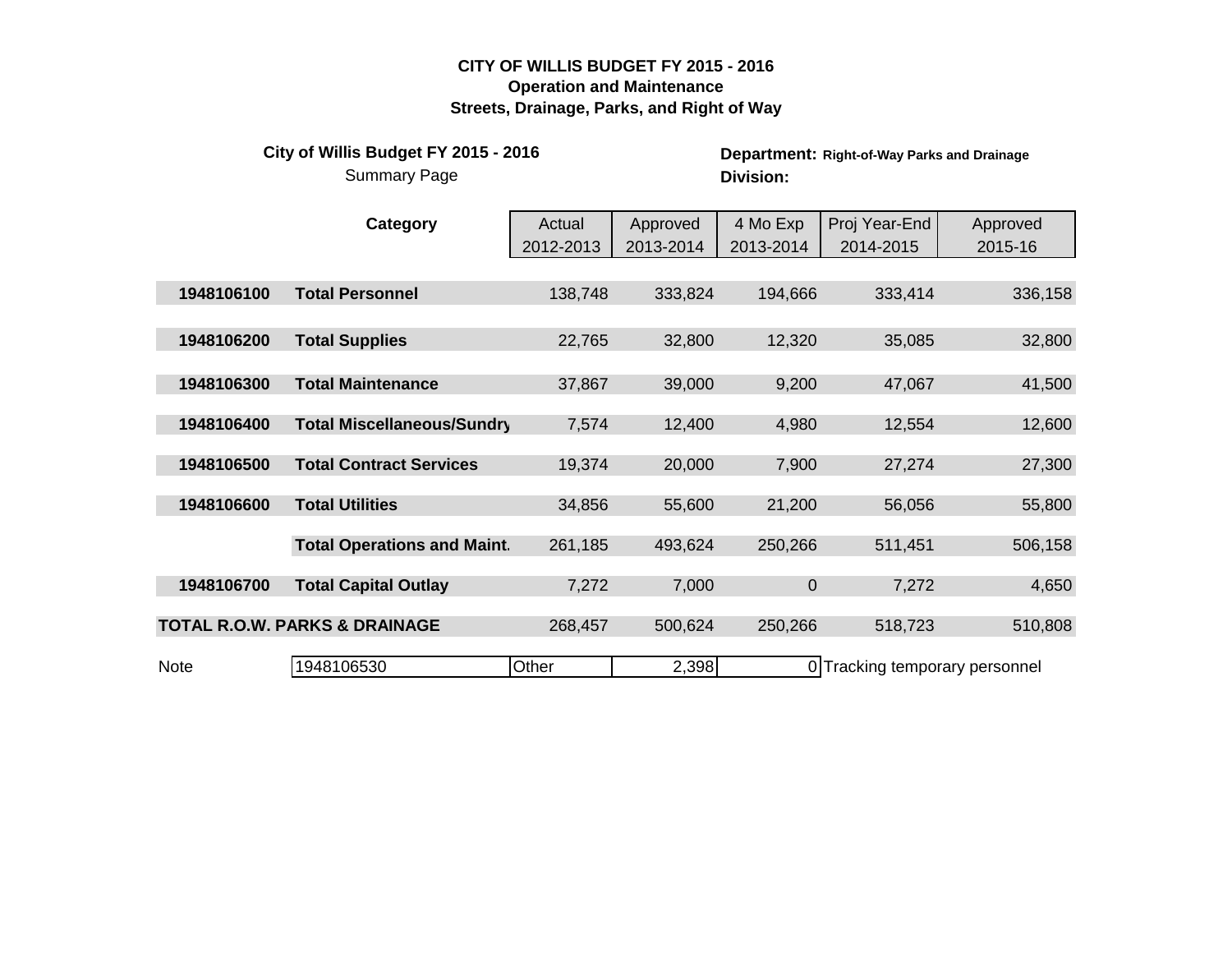**CITY OF WILLIS BUDGET FY 2015 - 2016**
**Operation and Maintenance**
**Streets, Drainage, Parks, and Right of Way**

**City of Willis Budget FY 2015 - 2016**
Summary Page

**Department:** **Right-of-Way Parks and Drainage**
**Division:**

| | Category | Actual 2012-2013 | Approved 2013-2014 | 4 Mo Exp 2013-2014 | Proj Year-End 2014-2015 | Approved 2015-16 |
|---|---|---|---|---|---|---|
| **1948106100** | **Total Personnel** | 138,748 | 333,824 | 194,666 | 333,414 | 336,158 |
| **1948106200** | **Total Supplies** | 22,765 | 32,800 | 12,320 | 35,085 | 32,800 |
| **1948106300** | **Total Maintenance** | 37,867 | 39,000 | 9,200 | 47,067 | 41,500 |
| **1948106400** | **Total Miscellaneous/Sundry** | 7,574 | 12,400 | 4,980 | 12,554 | 12,600 |
| **1948106500** | **Total Contract Services** | 19,374 | 20,000 | 7,900 | 27,274 | 27,300 |
| **1948106600** | **Total Utilities** | 34,856 | 55,600 | 21,200 | 56,056 | 55,800 |
| | **Total Operations and Maint.** | 261,185 | 493,624 | 250,266 | 511,451 | 506,158 |
| **1948106700** | **Total Capital Outlay** | 7,272 | 7,000 | 0 | 7,272 | 4,650 |
| **TOTAL R.O.W. PARKS & DRAINAGE** | | 268,457 | 500,624 | 250,266 | 518,723 | 510,808 |

| | | | | | |
|---|---|---|---|---|---|
| Note | 1948106530 | Other | 2,398 | 0 | Tracking temporary personnel |